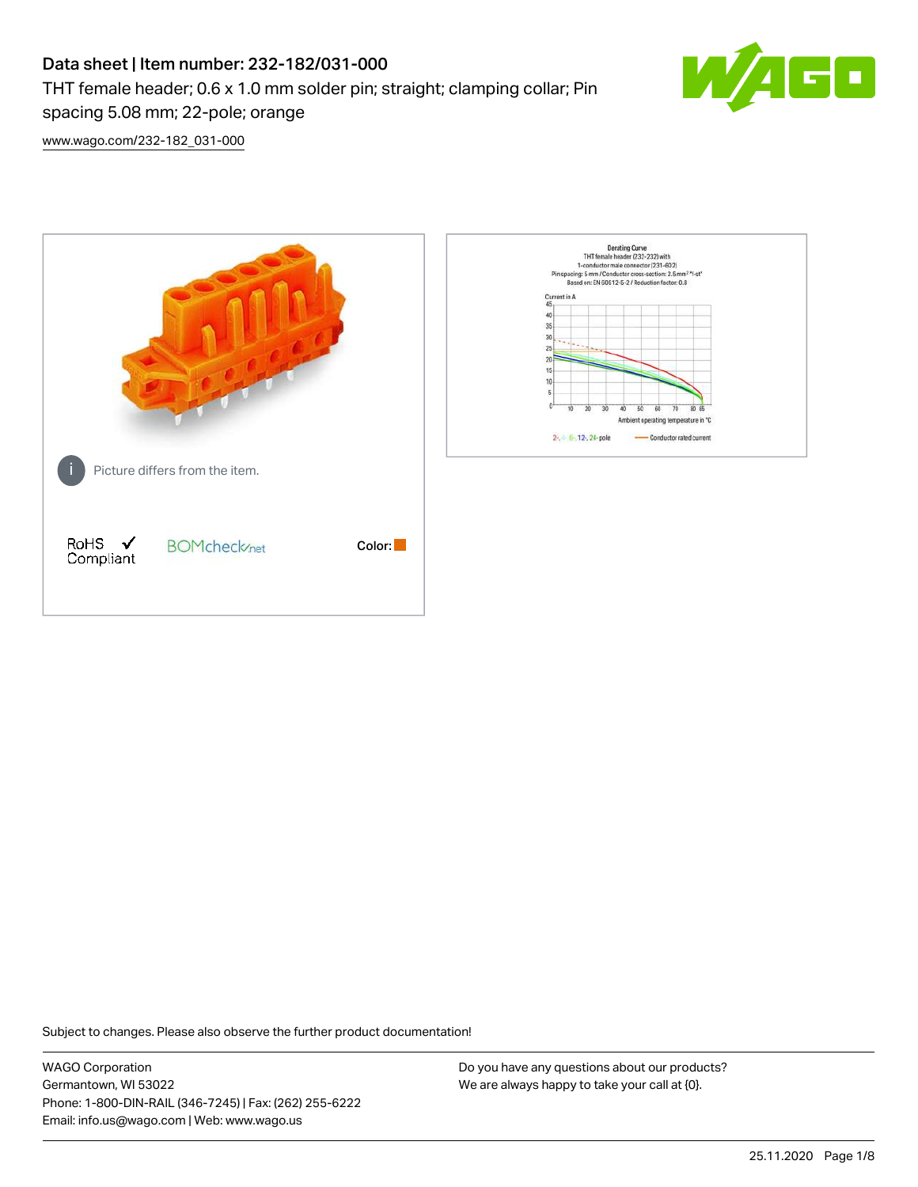# Data sheet | Item number: 232-182/031-000

THT female header; 0.6 x 1.0 mm solder pin; straight; clamping collar; Pin spacing 5.08 mm; 22-pole; orange

www.wago.com/232-182_031-000

Picture differs from the item.

RoHS Compliant

BOMcheck.net

Color:

Subject to changes. Please also observe the further product documentation!

WAGO Corporation
Germantown, WI 53022
Phone: 1-800-DIN-RAIL (346-7245) | Fax: (262) 255-6222
Email: info.us@wago.com | Web: www.wago.us

Do you have any questions about our products?
We are always happy to take your call at {0}.

25.11.2020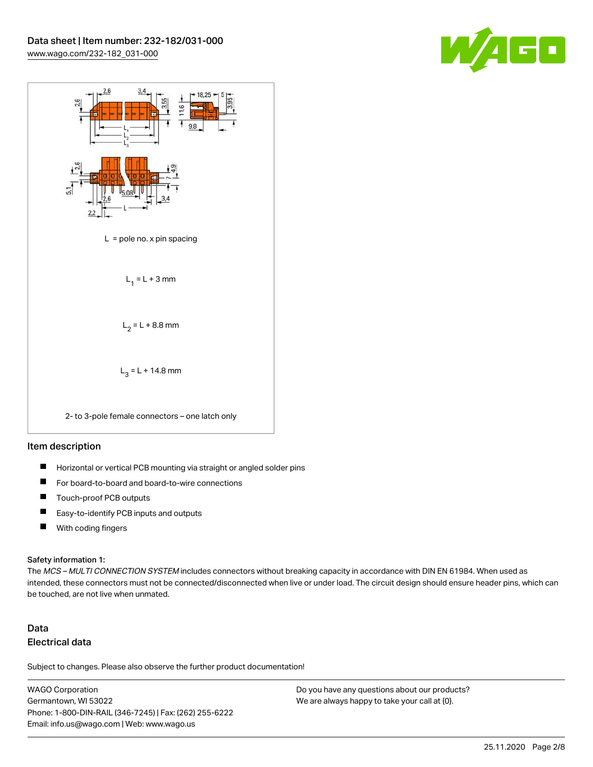L = pole no. x pin spacing

$L_1 = L + 3$ mm

$L_2 = L + 8.8$ mm

$L_3 = L + 14.8$ mm

2- to 3-pole female connectors – one latch only

## Item description

- Horizontal or vertical PCB mounting via straight or angled solder pins
- For board-to-board and board-to-wire connections
- Touch-proof PCB outputs
- Easy-to-identify PCB inputs and outputs
- With coding fingers

#### Safety information 1:

The *MCS – MULTI CONNECTION SYSTEM* includes connectors without breaking capacity in accordance with DIN EN 61984. When used as intended, these connectors must not be connected/disconnected when live or under load. The circuit design should ensure header pins, which can be touched, are not live when unmated.

## Data

### Electrical data

Subject to changes. Please also observe the further product documentation!

WAGO Corporation
Germantown, WI 53022
Phone: 1-800-DIN-RAIL (346-7245) | Fax: (262) 255-6222
Email: info.us@wago.com | Web: www.wago.us

Do you have any questions about our products?
We are always happy to take your call at {0}.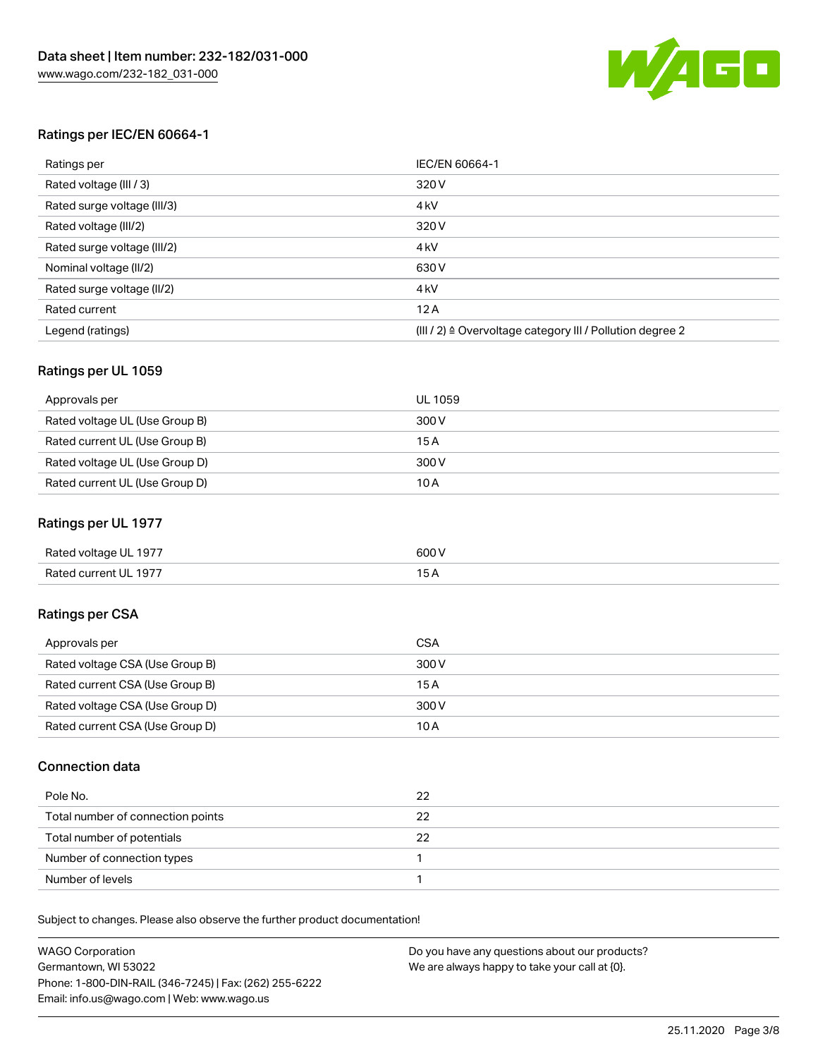## Ratings per IEC/EN 60664-1

| Ratings per | IEC/EN 60664-1 |
| --- | --- |
| Rated voltage (III / 3) | 320 V |
| Rated surge voltage (III/3) | 4 kV |
| Rated voltage (III/2) | 320 V |
| Rated surge voltage (III/2) | 4 kV |
| Nominal voltage (II/2) | 630 V |
| Rated surge voltage (II/2) | 4 kV |
| Rated current | 12 A |
| Legend (ratings) | (III / 2) ≙ Overvoltage category III / Pollution degree 2 |

## Ratings per UL 1059

| Approvals per | UL 1059 |
| --- | --- |
| Rated voltage UL (Use Group B) | 300 V |
| Rated current UL (Use Group B) | 15 A |
| Rated voltage UL (Use Group D) | 300 V |
| Rated current UL (Use Group D) | 10 A |

## Ratings per UL 1977

| Rated voltage UL 1977 | 600 V |
| --- | --- |
| Rated current UL 1977 | 15 A |

## Ratings per CSA

| Approvals per | CSA |
| --- | --- |
| Rated voltage CSA (Use Group B) | 300 V |
| Rated current CSA (Use Group B) | 15 A |
| Rated voltage CSA (Use Group D) | 300 V |
| Rated current CSA (Use Group D) | 10 A |

## Connection data

| Pole No. | 22 |
| --- | --- |
| Total number of connection points | 22 |
| Total number of potentials | 22 |
| Number of connection types | 1 |
| Number of levels | 1 |

Subject to changes. Please also observe the further product documentation!

WAGO Corporation
Germantown, WI 53022
Phone: 1-800-DIN-RAIL (346-7245) | Fax: (262) 255-6222
Email: info.us@wago.com | Web: www.wago.us

Do you have any questions about our products?
We are always happy to take your call at {0}.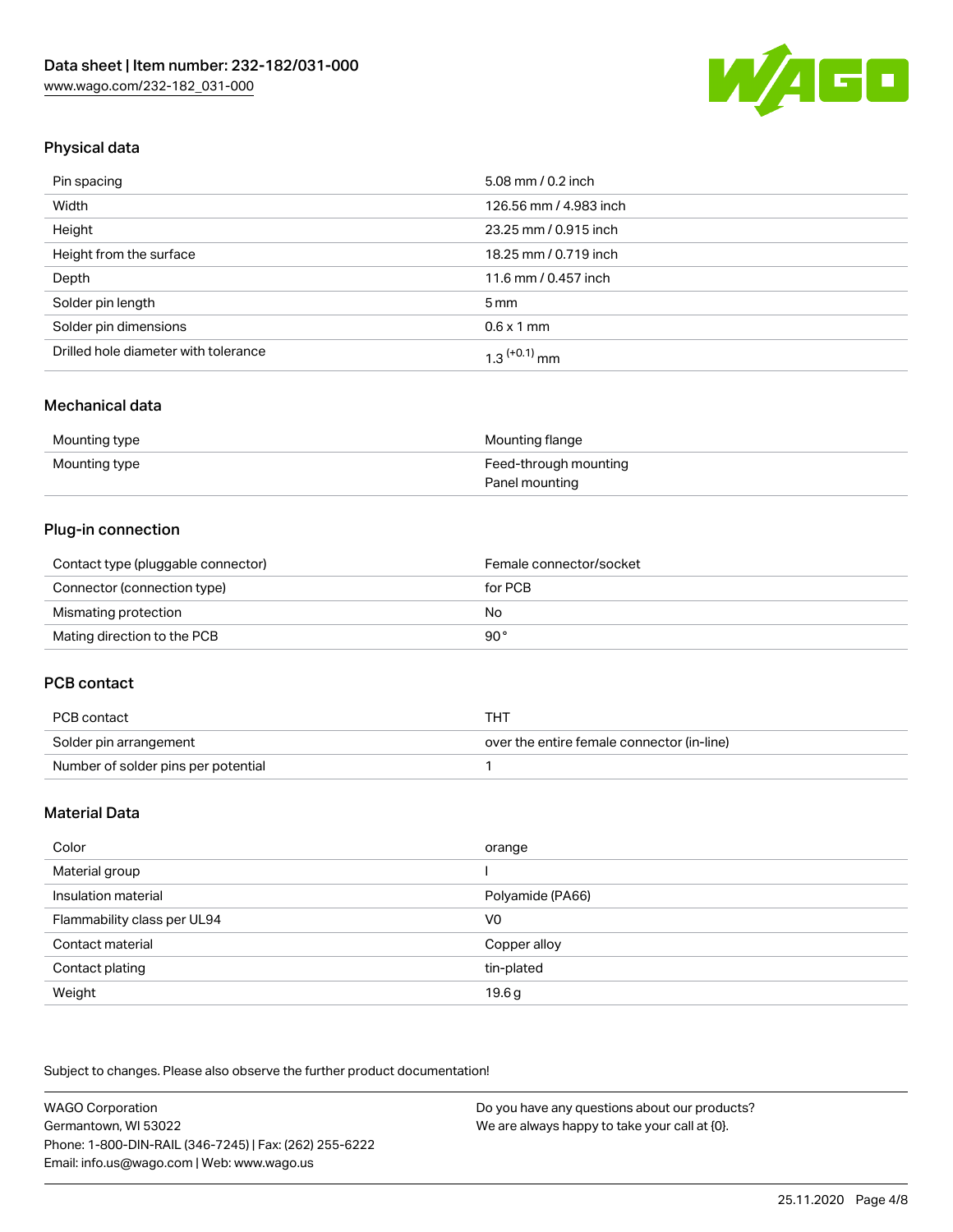## Physical data

| Pin spacing | 5.08 mm / 0.2 inch |
| --- | --- |
| Width | 126.56 mm / 4.983 inch |
| Height | 23.25 mm / 0.915 inch |
| Height from the surface | 18.25 mm / 0.719 inch |
| Depth | 11.6 mm / 0.457 inch |
| Solder pin length | 5 mm |
| Solder pin dimensions | 0.6 x 1 mm |
| Drilled hole diameter with tolerance | $1.3^{(+0.1)}$ mm |

## Mechanical data

| Mounting type | Mounting flange |
| --- | --- |
| Mounting type | Feed-through mounting<br>Panel mounting |

## Plug-in connection

| Contact type (pluggable connector) | Female connector/socket |
| --- | --- |
| Connector (connection type) | for PCB |
| Mismating protection | No |
| Mating direction to the PCB | 90° |

## PCB contact

| PCB contact | THT |
| --- | --- |
| Solder pin arrangement | over the entire female connector (in-line) |
| Number of solder pins per potential | 1 |

## Material Data

| Color | orange |
| --- | --- |
| Material group | I |
| Insulation material | Polyamide (PA66) |
| Flammability class per UL94 | V0 |
| Contact material | Copper alloy |
| Contact plating | tin-plated |
| Weight | 19.6 g |

Subject to changes. Please also observe the further product documentation!

WAGO Corporation
Germantown, WI 53022
Phone: 1-800-DIN-RAIL (346-7245) | Fax: (262) 255-6222
Email: info.us@wago.com | Web: www.wago.us

Do you have any questions about our products?
We are always happy to take your call at {0}.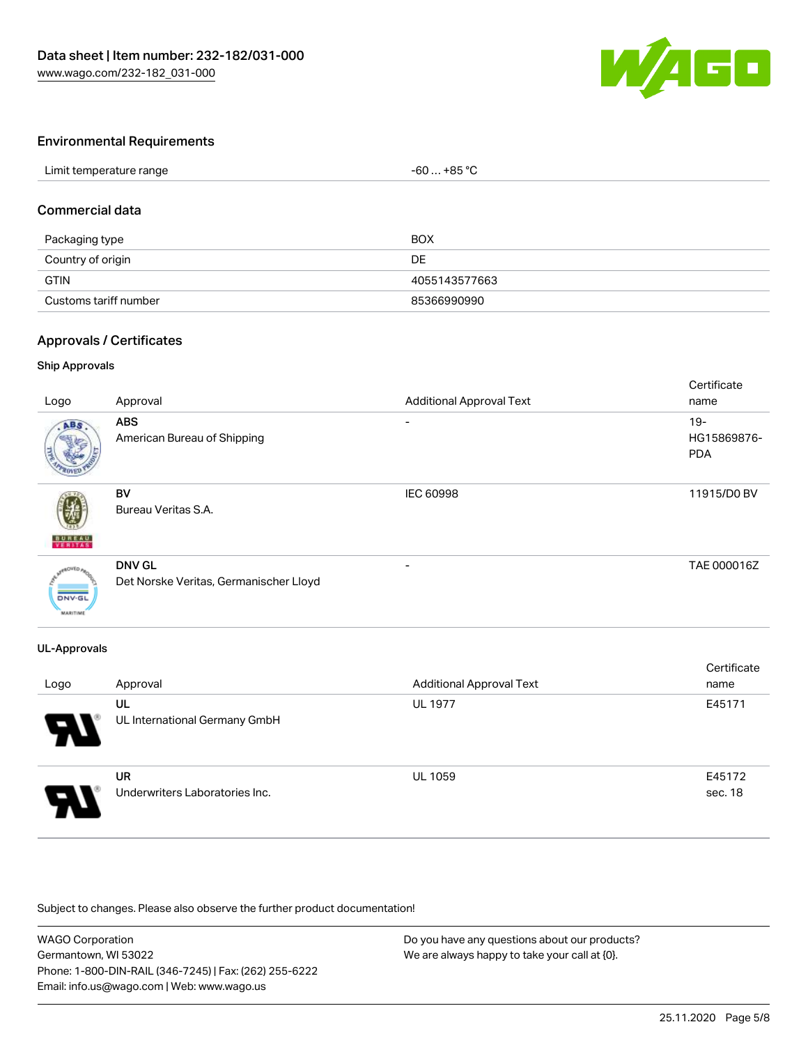## Environmental Requirements

| Limit temperature range | -60 … +85 °C |
|---|---|

## Commercial data

| Packaging type | BOX |
|---|---|
| Country of origin | DE |
| GTIN | 4055143577663 |
| Customs tariff number | 85366990990 |

## Approvals / Certificates

### Ship Approvals

| Logo | Approval | Additional Approval Text | Certificate name |
|---|---|---|---|
| | **ABS**<br>American Bureau of Shipping | - | 19-HG15869876-PDA |
| | **BV**<br>Bureau Veritas S.A. | IEC 60998 | 11915/D0 BV |
| | **DNV GL**<br>Det Norske Veritas, Germanischer Lloyd | - | TAE 000016Z |

### UL-Approvals

| Logo | Approval | Additional Approval Text | Certificate name |
|---|---|---|---|
| | **UL**<br>UL International Germany GmbH | UL 1977 | E45171 |
| | **UR**<br>Underwriters Laboratories Inc. | UL 1059 | E45172 sec. 18 |

Subject to changes. Please also observe the further product documentation!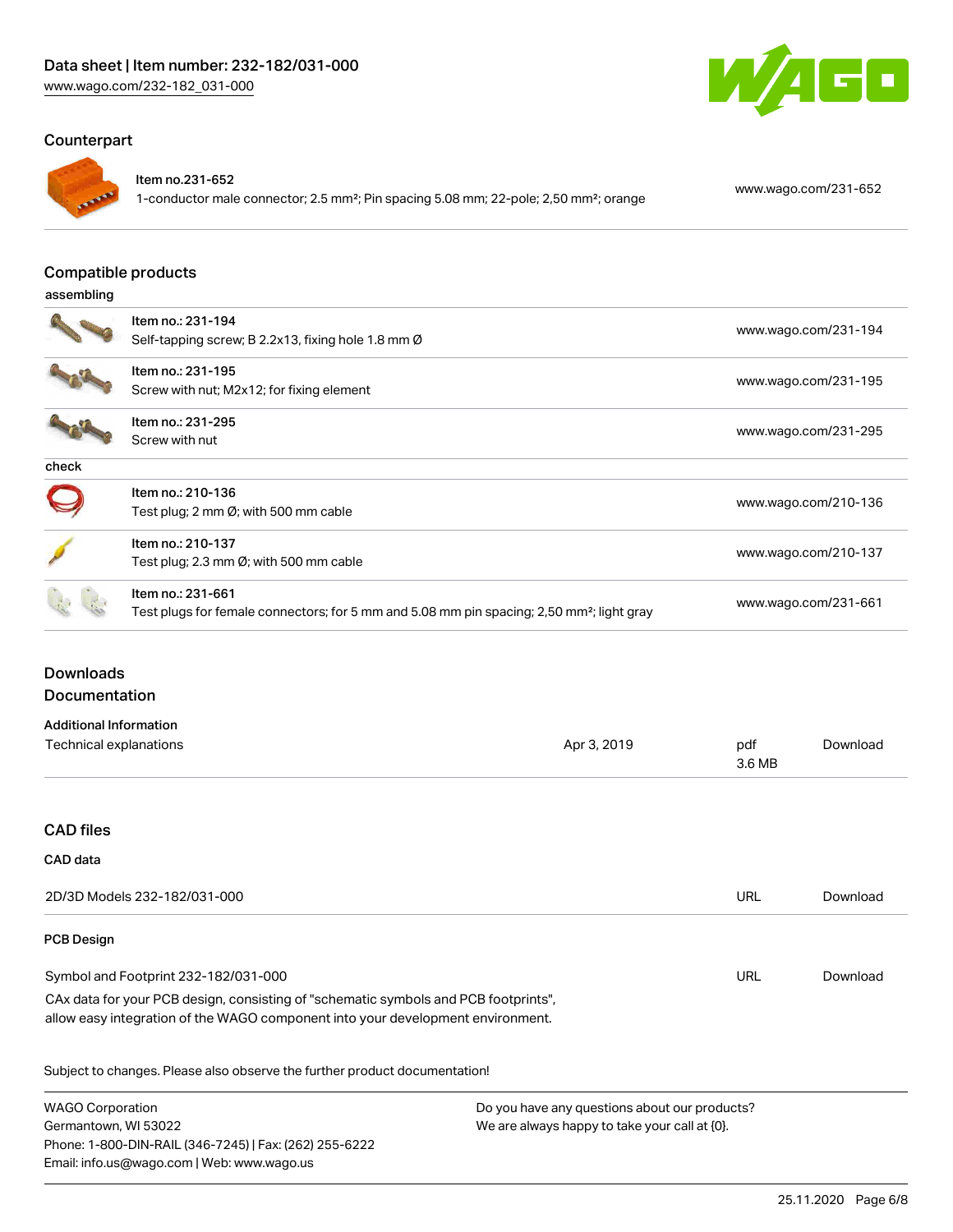## Counterpart

| Item | URL |
|---|---|
| Item no.231-652<br>1-conductor male connector; 2.5 mm²; Pin spacing 5.08 mm; 22-pole; 2,50 mm²; orange | www.wago.com/231-652 |

## Compatible products

### assembling

| Item | URL |
|---|---|
| Item no.: 231-194<br>Self-tapping screw; B 2.2x13, fixing hole 1.8 mm Ø | www.wago.com/231-194 |
| Item no.: 231-195<br>Screw with nut; M2x12; for fixing element | www.wago.com/231-195 |
| Item no.: 231-295<br>Screw with nut | www.wago.com/231-295 |

### check

| Item | URL |
|---|---|
| Item no.: 210-136<br>Test plug; 2 mm Ø; with 500 mm cable | www.wago.com/210-136 |
| Item no.: 210-137<br>Test plug; 2.3 mm Ø; with 500 mm cable | www.wago.com/210-137 |
| Item no.: 231-661<br>Test plugs for female connectors; for 5 mm and 5.08 mm pin spacing; 2,50 mm²; light gray | www.wago.com/231-661 |

## Downloads

### Documentation

**Additional Information**

| | | | |
|---|---|---|---|
| Technical explanations | Apr 3, 2019 | pdf<br>3.6 MB | Download |

## CAD files

**CAD data**

| | | |
|---|---|---|
| 2D/3D Models 232-182/031-000 | URL | Download |

**PCB Design**

| | | |
|---|---|---|
| Symbol and Footprint 232-182/031-000 | URL | Download |

CAx data for your PCB design, consisting of "schematic symbols and PCB footprints", allow easy integration of the WAGO component into your development environment.

Subject to changes. Please also observe the further product documentation!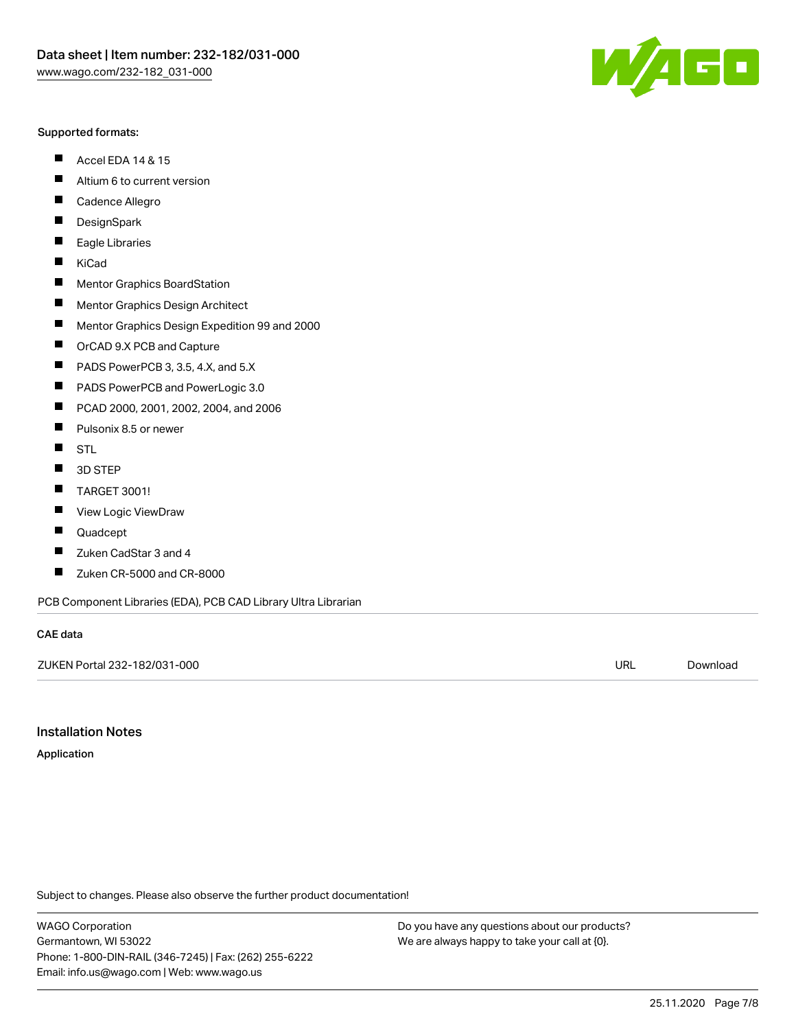Supported formats:

- Accel EDA 14 & 15
- Altium 6 to current version
- Cadence Allegro
- DesignSpark
- Eagle Libraries
- KiCad
- Mentor Graphics BoardStation
- Mentor Graphics Design Architect
- Mentor Graphics Design Expedition 99 and 2000
- OrCAD 9.X PCB and Capture
- PADS PowerPCB 3, 3.5, 4.X, and 5.X
- PADS PowerPCB and PowerLogic 3.0
- PCAD 2000, 2001, 2002, 2004, and 2006
- Pulsonix 8.5 or newer
- STL
- 3D STEP
- TARGET 3001!
- View Logic ViewDraw
- Quadcept
- Zuken CadStar 3 and 4
- Zuken CR-5000 and CR-8000

PCB Component Libraries (EDA), PCB CAD Library Ultra Librarian

**CAE data**

| ZUKEN Portal 232-182/031-000 | URL | Download |
| --- | --- | --- |

## Installation Notes

**Application**

Subject to changes. Please also observe the further product documentation!

WAGO Corporation
Germantown, WI 53022
Phone: 1-800-DIN-RAIL (346-7245) | Fax: (262) 255-6222
Email: info.us@wago.com | Web: www.wago.us

Do you have any questions about our products?
We are always happy to take your call at {0}.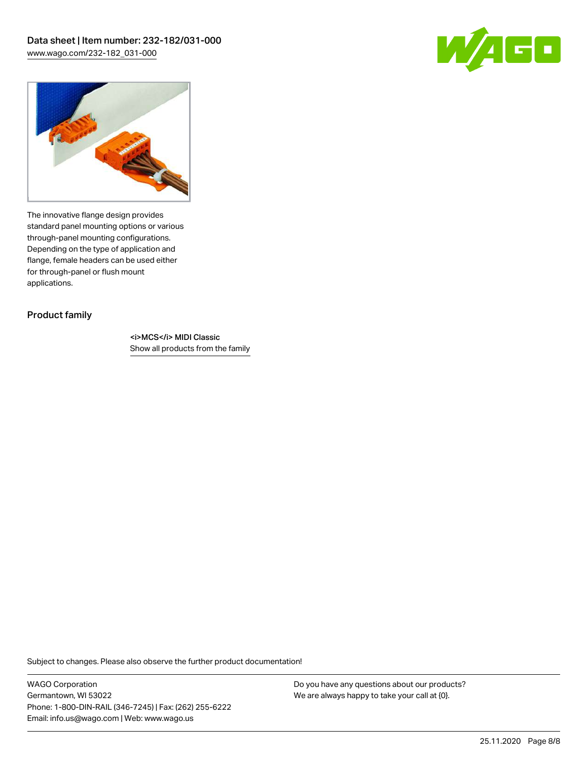The innovative flange design provides standard panel mounting options or various through-panel mounting configurations. Depending on the type of application and flange, female headers can be used either for through-panel or flush mount applications.

## Product family

<i>MCS</i> MIDI Classic
Show all products from the family

Subject to changes. Please also observe the further product documentation!

WAGO Corporation
Germantown, WI 53022
Phone: 1-800-DIN-RAIL (346-7245) | Fax: (262) 255-6222
Email: info.us@wago.com | Web: www.wago.us

Do you have any questions about our products?
We are always happy to take your call at {0}.